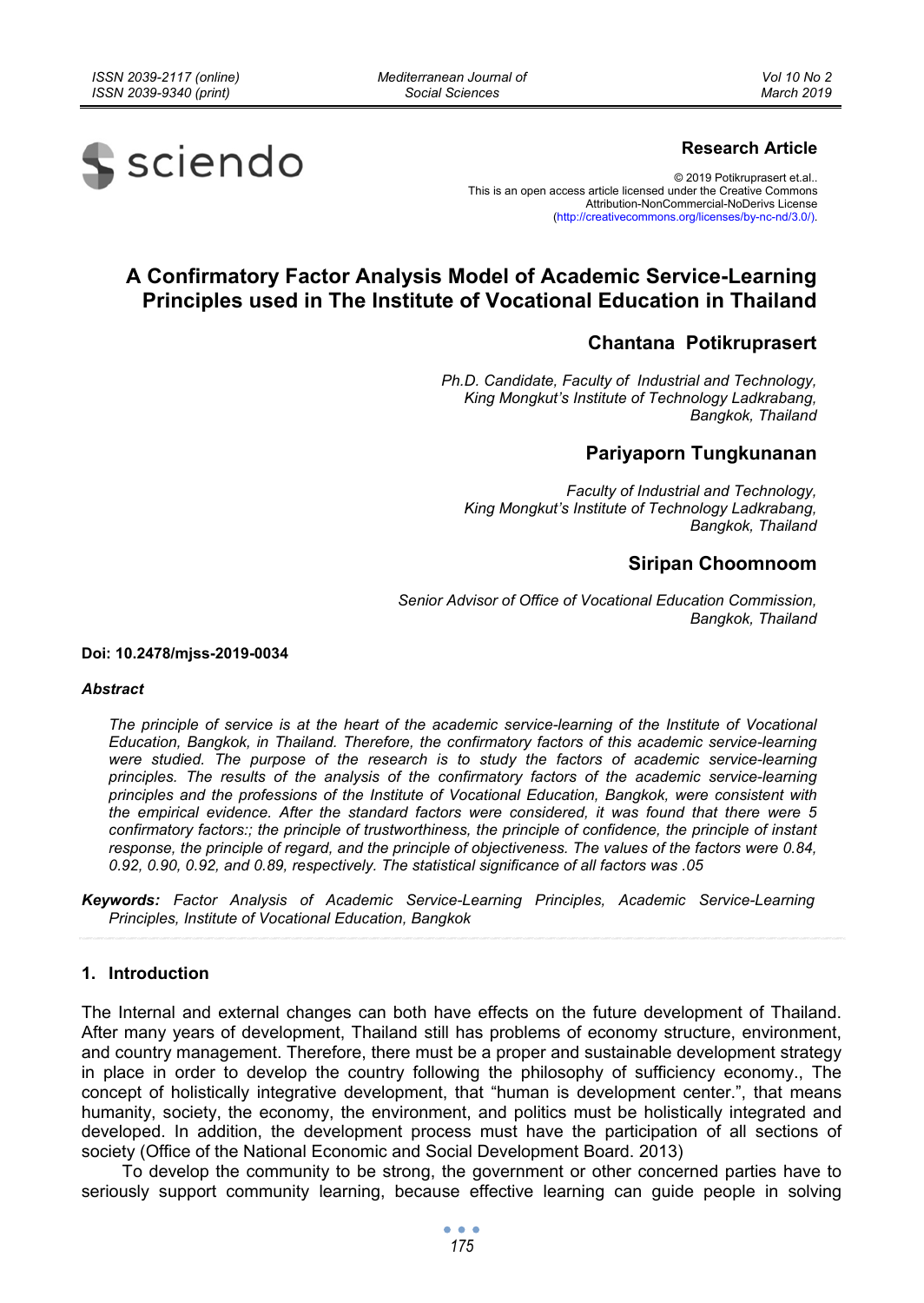**Research Article**

© 2019 Potikruprasert et.al..
This is an open access article licensed under the Creative Commons Attribution-NonCommercial-NoDerivs License (http://creativecommons.org/licenses/by-nc-nd/3.0/).

# A Confirmatory Factor Analysis Model of Academic Service-Learning Principles used in The Institute of Vocational Education in Thailand

**Chantana Potikruprasert**

*Ph.D. Candidate, Faculty of Industrial and Technology, King Mongkut's Institute of Technology Ladkrabang, Bangkok, Thailand*

**Pariyaporn Tungkunanan**

*Faculty of Industrial and Technology, King Mongkut's Institute of Technology Ladkrabang, Bangkok, Thailand*

**Siripan Choomnoom**

*Senior Advisor of Office of Vocational Education Commission, Bangkok, Thailand*

**Doi: 10.2478/mjss-2019-0034**

***Abstract***

*The principle of service is at the heart of the academic service-learning of the Institute of Vocational Education, Bangkok, in Thailand. Therefore, the confirmatory factors of this academic service-learning were studied. The purpose of the research is to study the factors of academic service-learning principles. The results of the analysis of the confirmatory factors of the academic service-learning principles and the professions of the Institute of Vocational Education, Bangkok, were consistent with the empirical evidence. After the standard factors were considered, it was found that there were 5 confirmatory factors:; the principle of trustworthiness, the principle of confidence, the principle of instant response, the principle of regard, and the principle of objectiveness. The values of the factors were 0.84, 0.92, 0.90, 0.92, and 0.89, respectively. The statistical significance of all factors was .05*

***Keywords:*** *Factor Analysis of Academic Service-Learning Principles, Academic Service-Learning Principles, Institute of Vocational Education, Bangkok*

## 1. Introduction

The Internal and external changes can both have effects on the future development of Thailand. After many years of development, Thailand still has problems of economy structure, environment, and country management. Therefore, there must be a proper and sustainable development strategy in place in order to develop the country following the philosophy of sufficiency economy., The concept of holistically integrative development, that "human is development center.", that means humanity, society, the economy, the environment, and politics must be holistically integrated and developed. In addition, the development process must have the participation of all sections of society (Office of the National Economic and Social Development Board. 2013)

To develop the community to be strong, the government or other concerned parties have to seriously support community learning, because effective learning can guide people in solving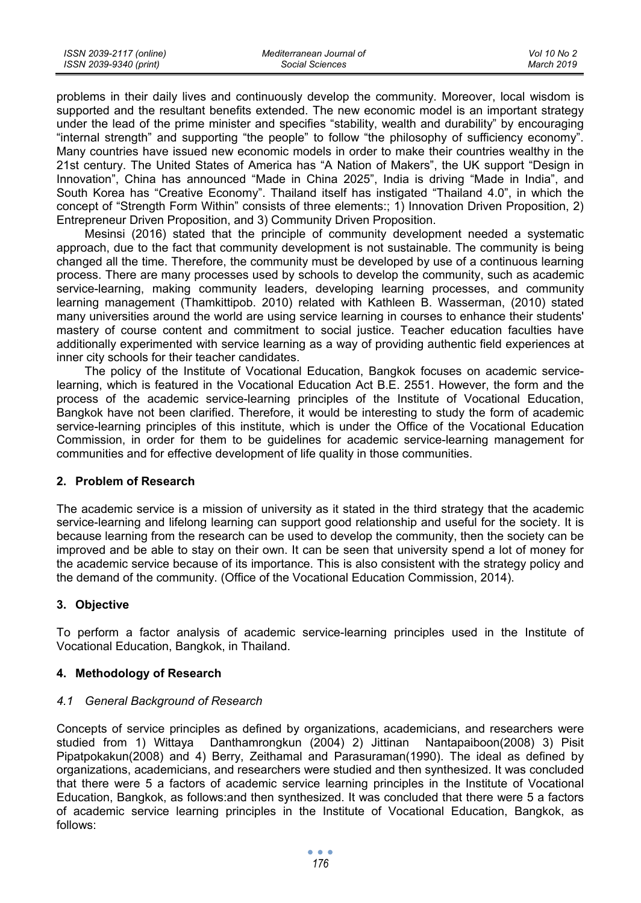problems in their daily lives and continuously develop the community. Moreover, local wisdom is supported and the resultant benefits extended. The new economic model is an important strategy under the lead of the prime minister and specifies "stability, wealth and durability" by encouraging "internal strength" and supporting "the people" to follow "the philosophy of sufficiency economy". Many countries have issued new economic models in order to make their countries wealthy in the 21st century. The United States of America has "A Nation of Makers", the UK support "Design in Innovation", China has announced "Made in China 2025", India is driving "Made in India", and South Korea has "Creative Economy". Thailand itself has instigated "Thailand 4.0", in which the concept of "Strength Form Within" consists of three elements:; 1) Innovation Driven Proposition, 2) Entrepreneur Driven Proposition, and 3) Community Driven Proposition.

Mesinsi (2016) stated that the principle of community development needed a systematic approach, due to the fact that community development is not sustainable. The community is being changed all the time. Therefore, the community must be developed by use of a continuous learning process. There are many processes used by schools to develop the community, such as academic service-learning, making community leaders, developing learning processes, and community learning management (Thamkittipob. 2010) related with Kathleen B. Wasserman, (2010) stated many universities around the world are using service learning in courses to enhance their students' mastery of course content and commitment to social justice. Teacher education faculties have additionally experimented with service learning as a way of providing authentic field experiences at inner city schools for their teacher candidates.

The policy of the Institute of Vocational Education, Bangkok focuses on academic service-learning, which is featured in the Vocational Education Act B.E. 2551. However, the form and the process of the academic service-learning principles of the Institute of Vocational Education, Bangkok have not been clarified. Therefore, it would be interesting to study the form of academic service-learning principles of this institute, which is under the Office of the Vocational Education Commission, in order for them to be guidelines for academic service-learning management for communities and for effective development of life quality in those communities.

## 2. Problem of Research

The academic service is a mission of university as it stated in the third strategy that the academic service-learning and lifelong learning can support good relationship and useful for the society. It is because learning from the research can be used to develop the community, then the society can be improved and be able to stay on their own. It can be seen that university spend a lot of money for the academic service because of its importance. This is also consistent with the strategy policy and the demand of the community. (Office of the Vocational Education Commission, 2014).

## 3. Objective

To perform a factor analysis of academic service-learning principles used in the Institute of Vocational Education, Bangkok, in Thailand.

## 4. Methodology of Research

### *4.1 General Background of Research*

Concepts of service principles as defined by organizations, academicians, and researchers were studied from 1) Wittaya Danthamrongkun (2004) 2) Jittinan Nantapaiboon(2008) 3) Pisit Pipatpokakun(2008) and 4) Berry, Zeithamal and Parasuraman(1990). The ideal as defined by organizations, academicians, and researchers were studied and then synthesized. It was concluded that there were 5 a factors of academic service learning principles in the Institute of Vocational Education, Bangkok, as follows:and then synthesized. It was concluded that there were 5 a factors of academic service learning principles in the Institute of Vocational Education, Bangkok, as follows: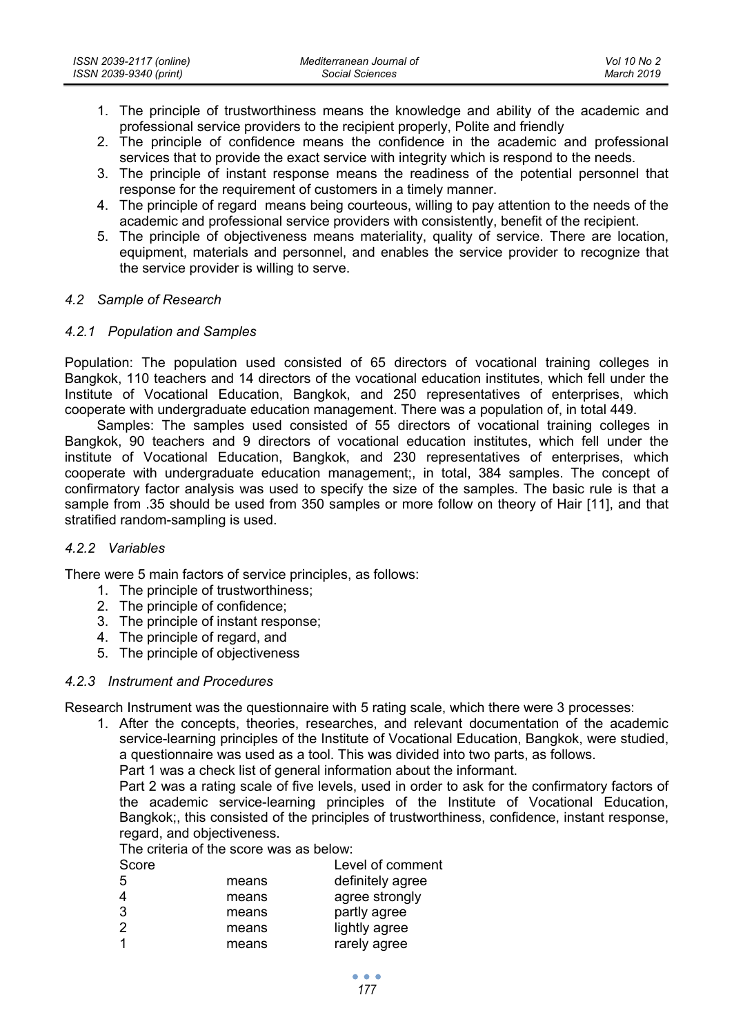1. The principle of trustworthiness means the knowledge and ability of the academic and professional service providers to the recipient properly, Polite and friendly
2. The principle of confidence means the confidence in the academic and professional services that to provide the exact service with integrity which is respond to the needs.
3. The principle of instant response means the readiness of the potential personnel that response for the requirement of customers in a timely manner.
4. The principle of regard means being courteous, willing to pay attention to the needs of the academic and professional service providers with consistently, benefit of the recipient.
5. The principle of objectiveness means materiality, quality of service. There are location, equipment, materials and personnel, and enables the service provider to recognize that the service provider is willing to serve.

### *4.2 Sample of Research*

#### *4.2.1 Population and Samples*

Population: The population used consisted of 65 directors of vocational training colleges in Bangkok, 110 teachers and 14 directors of the vocational education institutes, which fell under the Institute of Vocational Education, Bangkok, and 250 representatives of enterprises, which cooperate with undergraduate education management. There was a population of, in total 449.

Samples: The samples used consisted of 55 directors of vocational training colleges in Bangkok, 90 teachers and 9 directors of vocational education institutes, which fell under the institute of Vocational Education, Bangkok, and 230 representatives of enterprises, which cooperate with undergraduate education management;, in total, 384 samples. The concept of confirmatory factor analysis was used to specify the size of the samples. The basic rule is that a sample from .35 should be used from 350 samples or more follow on theory of Hair [11], and that stratified random-sampling is used.

#### *4.2.2 Variables*

There were 5 main factors of service principles, as follows:

1. The principle of trustworthiness;
2. The principle of confidence;
3. The principle of instant response;
4. The principle of regard, and
5. The principle of objectiveness

#### *4.2.3 Instrument and Procedures*

Research Instrument was the questionnaire with 5 rating scale, which there were 3 processes:

1. After the concepts, theories, researches, and relevant documentation of the academic service-learning principles of the Institute of Vocational Education, Bangkok, were studied, a questionnaire was used as a tool. This was divided into two parts, as follows.

   Part 1 was a check list of general information about the informant.

   Part 2 was a rating scale of five levels, used in order to ask for the confirmatory factors of the academic service-learning principles of the Institute of Vocational Education, Bangkok;, this consisted of the principles of trustworthiness, confidence, instant response, regard, and objectiveness.

   The criteria of the score was as below:

| Score | | Level of comment |
|---|---|---|
| 5 | means | definitely agree |
| 4 | means | agree strongly |
| 3 | means | partly agree |
| 2 | means | lightly agree |
| 1 | means | rarely agree |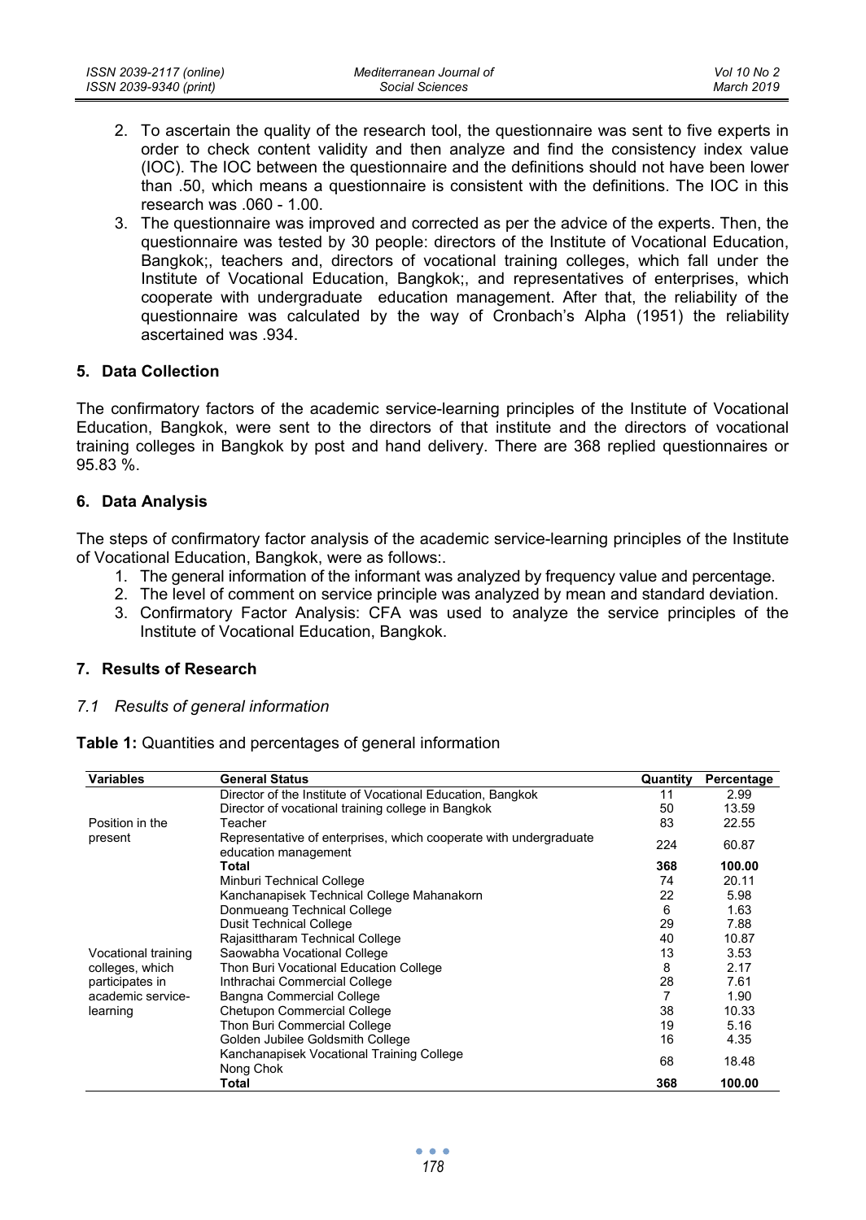2. To ascertain the quality of the research tool, the questionnaire was sent to five experts in order to check content validity and then analyze and find the consistency index value (IOC). The IOC between the questionnaire and the definitions should not have been lower than .50, which means a questionnaire is consistent with the definitions. The IOC in this research was .060 - 1.00.
3. The questionnaire was improved and corrected as per the advice of the experts. Then, the questionnaire was tested by 30 people: directors of the Institute of Vocational Education, Bangkok;, teachers and, directors of vocational training colleges, which fall under the Institute of Vocational Education, Bangkok;, and representatives of enterprises, which cooperate with undergraduate education management. After that, the reliability of the questionnaire was calculated by the way of Cronbach's Alpha (1951) the reliability ascertained was .934.

## 5. Data Collection

The confirmatory factors of the academic service-learning principles of the Institute of Vocational Education, Bangkok, were sent to the directors of that institute and the directors of vocational training colleges in Bangkok by post and hand delivery. There are 368 replied questionnaires or 95.83 %.

## 6. Data Analysis

The steps of confirmatory factor analysis of the academic service-learning principles of the Institute of Vocational Education, Bangkok, were as follows:.

1. The general information of the informant was analyzed by frequency value and percentage.
2. The level of comment on service principle was analyzed by mean and standard deviation.
3. Confirmatory Factor Analysis: CFA was used to analyze the service principles of the Institute of Vocational Education, Bangkok.

## 7. Results of Research

### *7.1 Results of general information*

**Table 1:** Quantities and percentages of general information

| Variables | General Status | Quantity | Percentage |
|---|---|---|---|
| Position in the present | Director of the Institute of Vocational Education, Bangkok | 11 | 2.99 |
| | Director of vocational training college in Bangkok | 50 | 13.59 |
| | Teacher | 83 | 22.55 |
| | Representative of enterprises, which cooperate with undergraduate education management | 224 | 60.87 |
| | **Total** | **368** | **100.00** |
| Vocational training colleges, which participates in academic service-learning | Minburi Technical College | 74 | 20.11 |
| | Kanchanapisek Technical College Mahanakorn | 22 | 5.98 |
| | Donmueang Technical College | 6 | 1.63 |
| | Dusit Technical College | 29 | 7.88 |
| | Rajasittharam Technical College | 40 | 10.87 |
| | Saowabha Vocational College | 13 | 3.53 |
| | Thon Buri Vocational Education College | 8 | 2.17 |
| | Inthrachai Commercial College | 28 | 7.61 |
| | Bangna Commercial College | 7 | 1.90 |
| | Chetupon Commercial College | 38 | 10.33 |
| | Thon Buri Commercial College | 19 | 5.16 |
| | Golden Jubilee Goldsmith College | 16 | 4.35 |
| | Kanchanapisek Vocational Training College Nong Chok | 68 | 18.48 |
| | **Total** | **368** | **100.00** |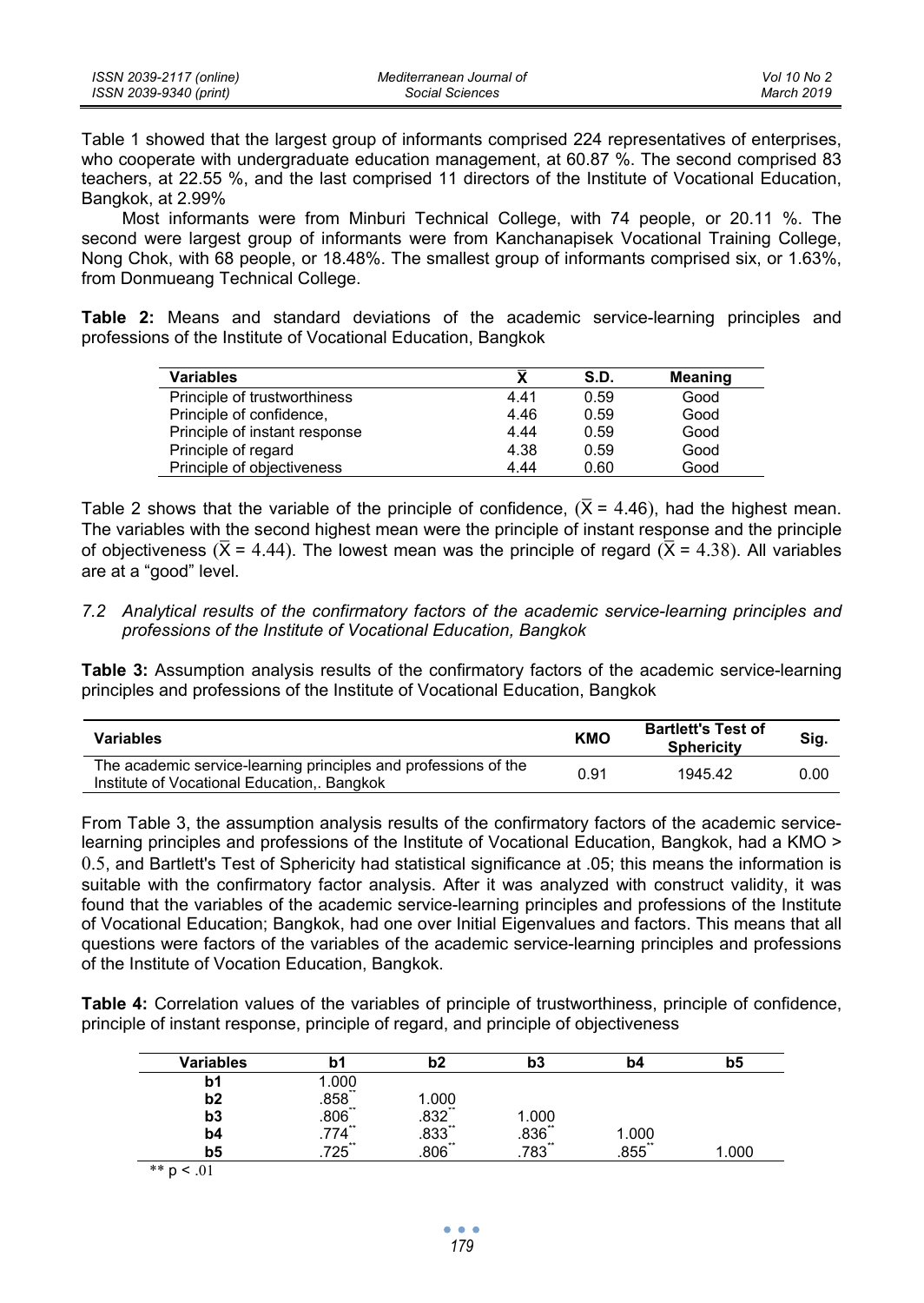Table 1 showed that the largest group of informants comprised 224 representatives of enterprises, who cooperate with undergraduate education management, at 60.87 %. The second comprised 83 teachers, at 22.55 %, and the last comprised 11 directors of the Institute of Vocational Education, Bangkok, at 2.99%

Most informants were from Minburi Technical College, with 74 people, or 20.11 %. The second were largest group of informants were from Kanchanapisek Vocational Training College, Nong Chok, with 68 people, or 18.48%. The smallest group of informants comprised six, or 1.63%, from Donmueang Technical College.

**Table 2:** Means and standard deviations of the academic service-learning principles and professions of the Institute of Vocational Education, Bangkok

| Variables | $\bar{X}$ | S.D. | Meaning |
|---|---|---|---|
| Principle of trustworthiness | 4.41 | 0.59 | Good |
| Principle of confidence, | 4.46 | 0.59 | Good |
| Principle of instant response | 4.44 | 0.59 | Good |
| Principle of regard | 4.38 | 0.59 | Good |
| Principle of objectiveness | 4.44 | 0.60 | Good |

Table 2 shows that the variable of the principle of confidence, ($\bar{X}$ = 4.46), had the highest mean. The variables with the second highest mean were the principle of instant response and the principle of objectiveness ($\bar{X}$ = 4.44). The lowest mean was the principle of regard ($\bar{X}$ = 4.38). All variables are at a "good" level.

*7.2 Analytical results of the confirmatory factors of the academic service-learning principles and professions of the Institute of Vocational Education, Bangkok*

**Table 3:** Assumption analysis results of the confirmatory factors of the academic service-learning principles and professions of the Institute of Vocational Education, Bangkok

| Variables | KMO | Bartlett's Test of Sphericity | Sig. |
|---|---|---|---|
| The academic service-learning principles and professions of the Institute of Vocational Education,. Bangkok | 0.91 | 1945.42 | 0.00 |

From Table 3, the assumption analysis results of the confirmatory factors of the academic service-learning principles and professions of the Institute of Vocational Education, Bangkok, had a KMO > 0.5, and Bartlett's Test of Sphericity had statistical significance at .05; this means the information is suitable with the confirmatory factor analysis. After it was analyzed with construct validity, it was found that the variables of the academic service-learning principles and professions of the Institute of Vocational Education; Bangkok, had one over Initial Eigenvalues and factors. This means that all questions were factors of the variables of the academic service-learning principles and professions of the Institute of Vocation Education, Bangkok.

**Table 4:** Correlation values of the variables of principle of trustworthiness, principle of confidence, principle of instant response, principle of regard, and principle of objectiveness

| Variables | b1 | b2 | b3 | b4 | b5 |
|---|---|---|---|---|---|
| b1 | 1.000 | | | | |
| b2 | .858** | 1.000 | | | |
| b3 | .806** | .832** | 1.000 | | |
| b4 | .774** | .833** | .836** | 1.000 | |
| b5 | .725** | .806** | .783** | .855** | 1.000 |

** $p < .01$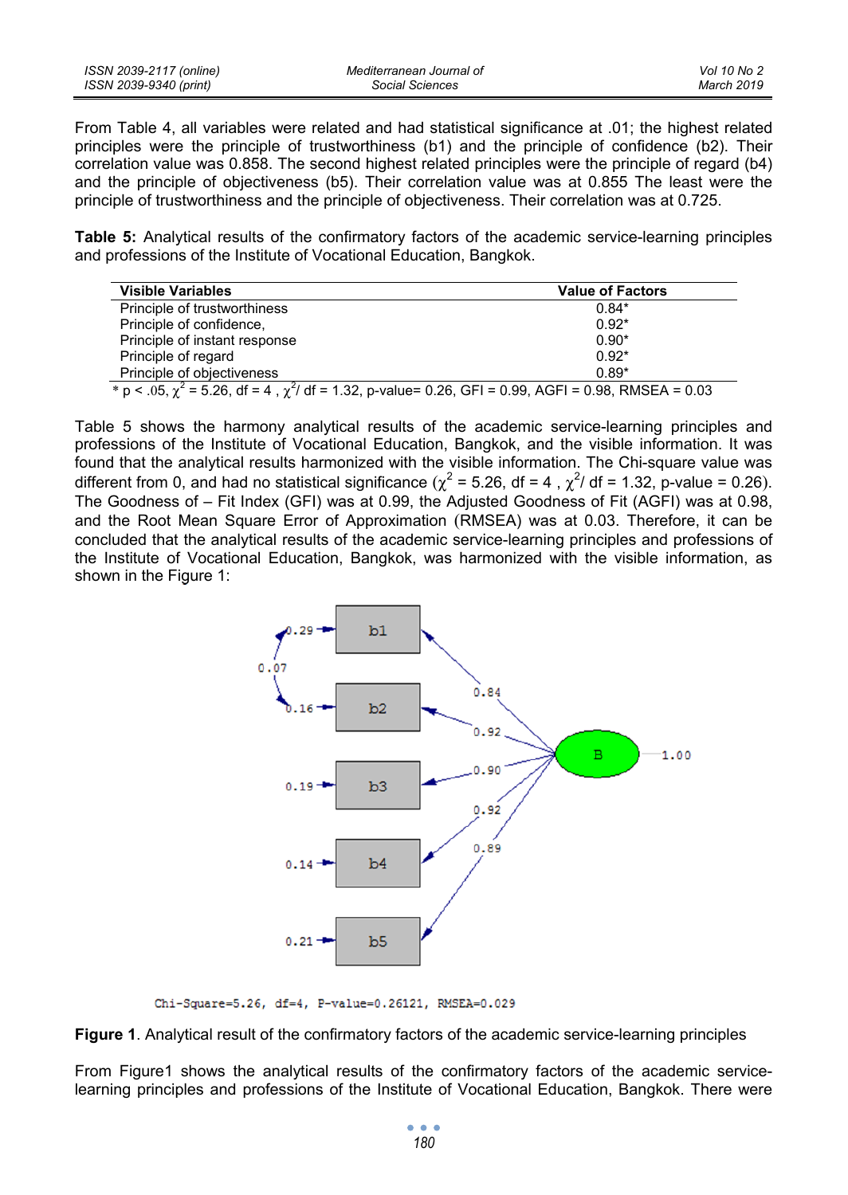From Table 4, all variables were related and had statistical significance at .01; the highest related principles were the principle of trustworthiness (b1) and the principle of confidence (b2). Their correlation value was 0.858. The second highest related principles were the principle of regard (b4) and the principle of objectiveness (b5). Their correlation value was at 0.855 The least were the principle of trustworthiness and the principle of objectiveness. Their correlation was at 0.725.

**Table 5:** Analytical results of the confirmatory factors of the academic service-learning principles and professions of the Institute of Vocational Education, Bangkok.

| Visible Variables | Value of Factors |
|---|---|
| Principle of trustworthiness | 0.84* |
| Principle of confidence, | 0.92* |
| Principle of instant response | 0.90* |
| Principle of regard | 0.92* |
| Principle of objectiveness | 0.89* |

* $p < .05$, $\chi^2 = 5.26$, df = 4 , $\chi^2$/ df = 1.32, p-value= 0.26, GFI = 0.99, AGFI = 0.98, RMSEA = 0.03

Table 5 shows the harmony analytical results of the academic service-learning principles and professions of the Institute of Vocational Education, Bangkok, and the visible information. It was found that the analytical results harmonized with the visible information. The Chi-square value was different from 0, and had no statistical significance ($\chi^2 = 5.26$, df = 4 , $\chi^2$/ df = 1.32, p-value = 0.26). The Goodness of – Fit Index (GFI) was at 0.99, the Adjusted Goodness of Fit (AGFI) was at 0.98, and the Root Mean Square Error of Approximation (RMSEA) was at 0.03. Therefore, it can be concluded that the analytical results of the academic service-learning principles and professions of the Institute of Vocational Education, Bangkok, was harmonized with the visible information, as shown in the Figure 1:

Chi-Square=5.26, df=4, P-value=0.26121, RMSEA=0.029

**Figure 1**. Analytical result of the confirmatory factors of the academic service-learning principles

From Figure1 shows the analytical results of the confirmatory factors of the academic service-learning principles and professions of the Institute of Vocational Education, Bangkok. There were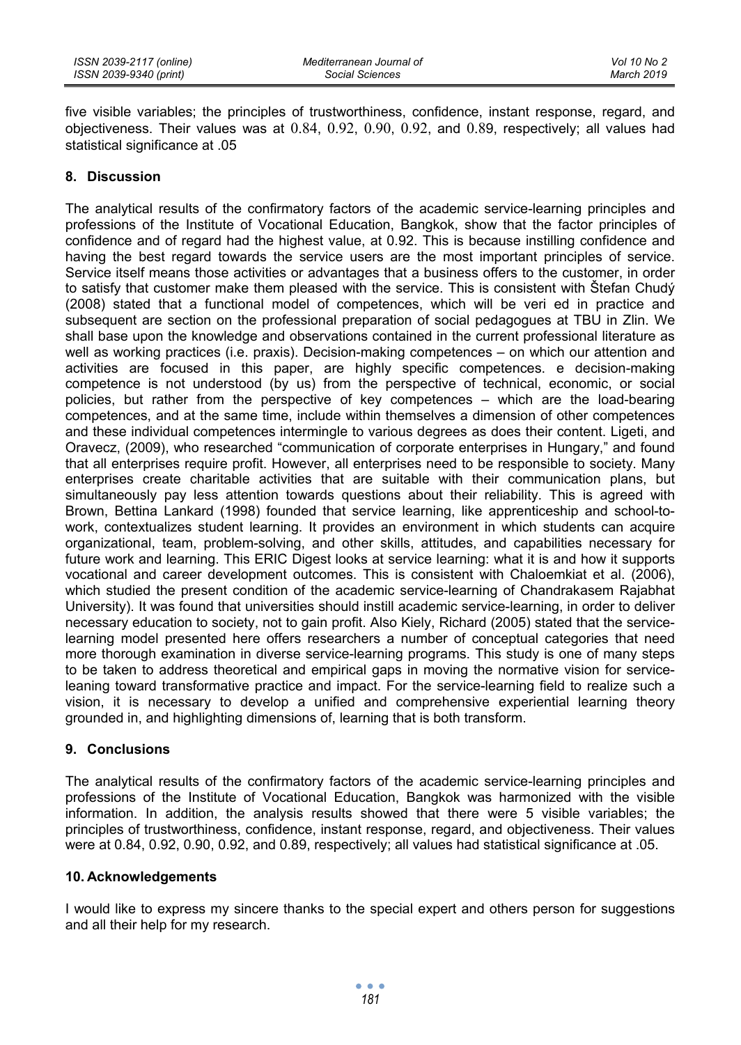five visible variables; the principles of trustworthiness, confidence, instant response, regard, and objectiveness. Their values was at 0.84, 0.92, 0.90, 0.92, and 0.89, respectively; all values had statistical significance at .05

## 8. Discussion

The analytical results of the confirmatory factors of the academic service-learning principles and professions of the Institute of Vocational Education, Bangkok, show that the factor principles of confidence and of regard had the highest value, at 0.92. This is because instilling confidence and having the best regard towards the service users are the most important principles of service. Service itself means those activities or advantages that a business offers to the customer, in order to satisfy that customer make them pleased with the service. This is consistent with Štefan Chudý (2008) stated that a functional model of competences, which will be veri ed in practice and subsequent are section on the professional preparation of social pedagogues at TBU in Zlin. We shall base upon the knowledge and observations contained in the current professional literature as well as working practices (i.e. praxis). Decision-making competences – on which our attention and activities are focused in this paper, are highly specific competences. e decision-making competence is not understood (by us) from the perspective of technical, economic, or social policies, but rather from the perspective of key competences – which are the load-bearing competences, and at the same time, include within themselves a dimension of other competences and these individual competences intermingle to various degrees as does their content. Ligeti, and Oravecz, (2009), who researched "communication of corporate enterprises in Hungary," and found that all enterprises require profit. However, all enterprises need to be responsible to society. Many enterprises create charitable activities that are suitable with their communication plans, but simultaneously pay less attention towards questions about their reliability. This is agreed with Brown, Bettina Lankard (1998) founded that service learning, like apprenticeship and school-to-work, contextualizes student learning. It provides an environment in which students can acquire organizational, team, problem-solving, and other skills, attitudes, and capabilities necessary for future work and learning. This ERIC Digest looks at service learning: what it is and how it supports vocational and career development outcomes. This is consistent with Chaloemkiat et al. (2006), which studied the present condition of the academic service-learning of Chandrakasem Rajabhat University). It was found that universities should instill academic service-learning, in order to deliver necessary education to society, not to gain profit. Also Kiely, Richard (2005) stated that the service-learning model presented here offers researchers a number of conceptual categories that need more thorough examination in diverse service-learning programs. This study is one of many steps to be taken to address theoretical and empirical gaps in moving the normative vision for service-leaning toward transformative practice and impact. For the service-learning field to realize such a vision, it is necessary to develop a unified and comprehensive experiential learning theory grounded in, and highlighting dimensions of, learning that is both transform.

## 9. Conclusions

The analytical results of the confirmatory factors of the academic service-learning principles and professions of the Institute of Vocational Education, Bangkok was harmonized with the visible information. In addition, the analysis results showed that there were 5 visible variables; the principles of trustworthiness, confidence, instant response, regard, and objectiveness. Their values were at 0.84, 0.92, 0.90, 0.92, and 0.89, respectively; all values had statistical significance at .05.

## 10. Acknowledgements

I would like to express my sincere thanks to the special expert and others person for suggestions and all their help for my research.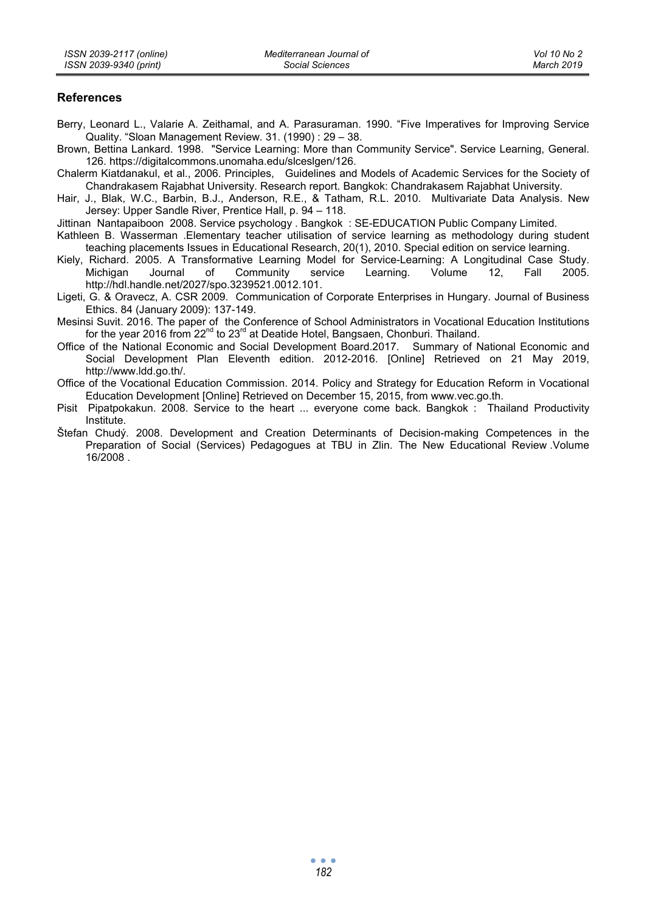## References

Berry, Leonard L., Valarie A. Zeithamal, and A. Parasuraman. 1990. "Five Imperatives for Improving Service Quality. "Sloan Management Review. 31. (1990) : 29 – 38.

Brown, Bettina Lankard. 1998. "Service Learning: More than Community Service". Service Learning, General. 126. https://digitalcommons.unomaha.edu/slceslgen/126.

Chalerm Kiatdanakul, et al., 2006. Principles, Guidelines and Models of Academic Services for the Society of Chandrakasem Rajabhat University. Research report. Bangkok: Chandrakasem Rajabhat University.

Hair, J., Blak, W.C., Barbin, B.J., Anderson, R.E., & Tatham, R.L. 2010. Multivariate Data Analysis. New Jersey: Upper Sandle River, Prentice Hall, p. 94 – 118.

Jittinan Nantapaiboon 2008. Service psychology . Bangkok : SE-EDUCATION Public Company Limited.

Kathleen B. Wasserman .Elementary teacher utilisation of service learning as methodology during student teaching placements Issues in Educational Research, 20(1), 2010. Special edition on service learning.

Kiely, Richard. 2005. A Transformative Learning Model for Service-Learning: A Longitudinal Case Study. Michigan Journal of Community service Learning. Volume 12, Fall 2005. http://hdl.handle.net/2027/spo.3239521.0012.101.

Ligeti, G. & Oravecz, A. CSR 2009. Communication of Corporate Enterprises in Hungary. Journal of Business Ethics. 84 (January 2009): 137-149.

Mesinsi Suvit. 2016. The paper of the Conference of School Administrators in Vocational Education Institutions for the year 2016 from 22nd to 23rd at Deatide Hotel, Bangsaen, Chonburi. Thailand.

Office of the National Economic and Social Development Board.2017. Summary of National Economic and Social Development Plan Eleventh edition. 2012-2016. [Online] Retrieved on 21 May 2019, http://www.ldd.go.th/.

Office of the Vocational Education Commission. 2014. Policy and Strategy for Education Reform in Vocational Education Development [Online] Retrieved on December 15, 2015, from www.vec.go.th.

Pisit Pipatpokakun. 2008. Service to the heart ... everyone come back. Bangkok : Thailand Productivity Institute.

Štefan Chudý. 2008. Development and Creation Determinants of Decision-making Competences in the Preparation of Social (Services) Pedagogues at TBU in Zlin. The New Educational Review .Volume 16/2008 .